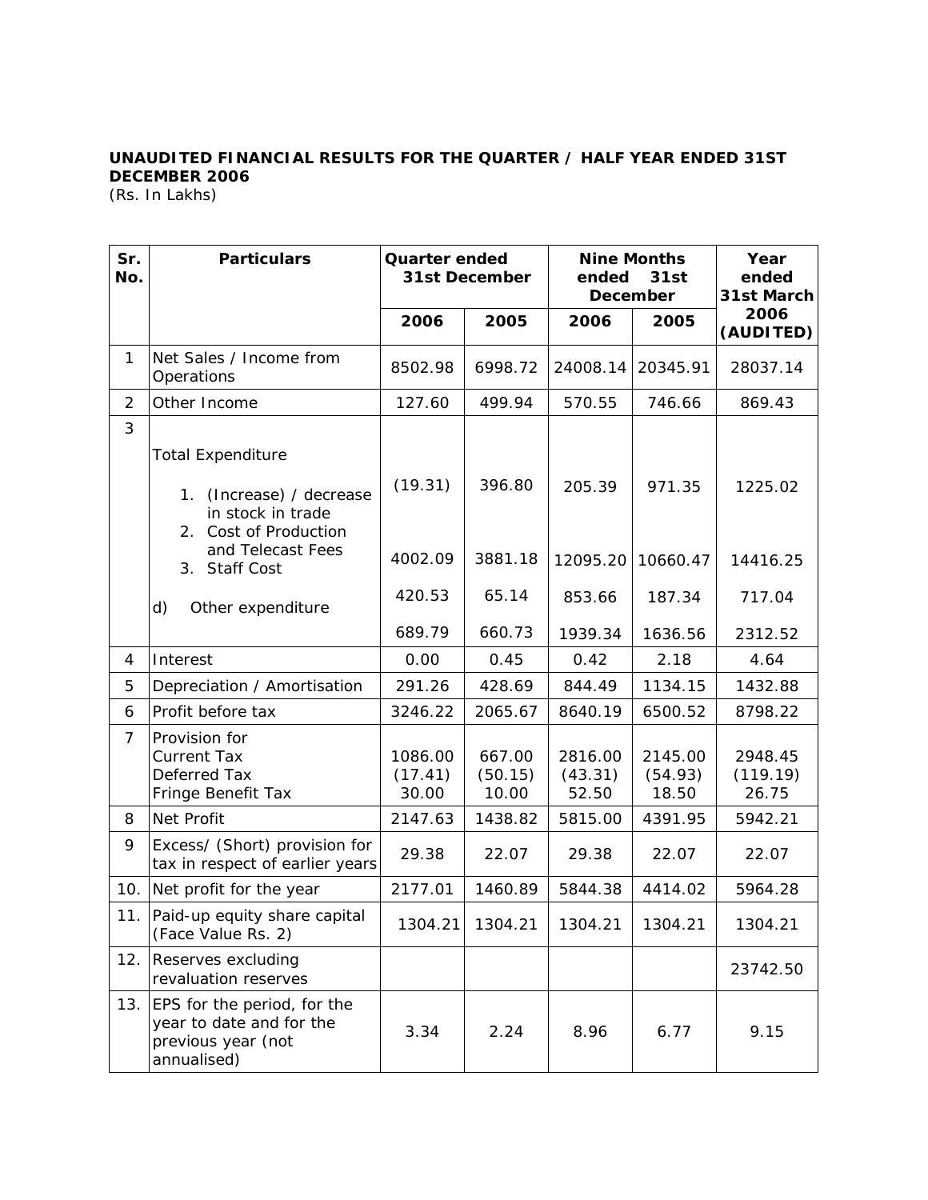**UNAUDITED FINANCIAL RESULTS FOR THE QUARTER / HALF YEAR ENDED 31ST DECEMBER 2006**

(Rs. In Lakhs)

| Sr. No. | Particulars | Quarter ended 31st December | | Nine Months ended 31st December | | Year ended 31st March |
|---|---|---|---|---|---|---|
| | | 2006 | 2005 | 2006 | 2005 | 2006 (AUDITED) |
| 1 | Net Sales / Income from Operations | 8502.98 | 6998.72 | 24008.14 | 20345.91 | 28037.14 |
| 2 | Other Income | 127.60 | 499.94 | 570.55 | 746.66 | 869.43 |
| 3 | Total Expenditure | | | | | |
| | 1. (Increase) / decrease in stock in trade | (19.31) | 396.80 | 205.39 | 971.35 | 1225.02 |
| | 2. Cost of Production and Telecast Fees | 4002.09 | 3881.18 | 12095.20 | 10660.47 | 14416.25 |
| | 3. Staff Cost | 420.53 | 65.14 | 853.66 | 187.34 | 717.04 |
| | d) Other expenditure | 689.79 | 660.73 | 1939.34 | 1636.56 | 2312.52 |
| 4 | Interest | 0.00 | 0.45 | 0.42 | 2.18 | 4.64 |
| 5 | Depreciation / Amortisation | 291.26 | 428.69 | 844.49 | 1134.15 | 1432.88 |
| 6 | Profit before tax | 3246.22 | 2065.67 | 8640.19 | 6500.52 | 8798.22 |
| 7 | Provision for | | | | | |
| | Current Tax | 1086.00 | 667.00 | 2816.00 | 2145.00 | 2948.45 |
| | Deferred Tax | (17.41) | (50.15) | (43.31) | (54.93) | (119.19) |
| | Fringe Benefit Tax | 30.00 | 10.00 | 52.50 | 18.50 | 26.75 |
| 8 | Net Profit | 2147.63 | 1438.82 | 5815.00 | 4391.95 | 5942.21 |
| 9 | Excess/ (Short) provision for tax in respect of earlier years | 29.38 | 22.07 | 29.38 | 22.07 | 22.07 |
| 10. | Net profit for the year | 2177.01 | 1460.89 | 5844.38 | 4414.02 | 5964.28 |
| 11. | Paid-up equity share capital (Face Value Rs. 2) | 1304.21 | 1304.21 | 1304.21 | 1304.21 | 1304.21 |
| 12. | Reserves excluding revaluation reserves | | | | | 23742.50 |
| 13. | EPS for the period, for the year to date and for the previous year (not annualised) | 3.34 | 2.24 | 8.96 | 6.77 | 9.15 |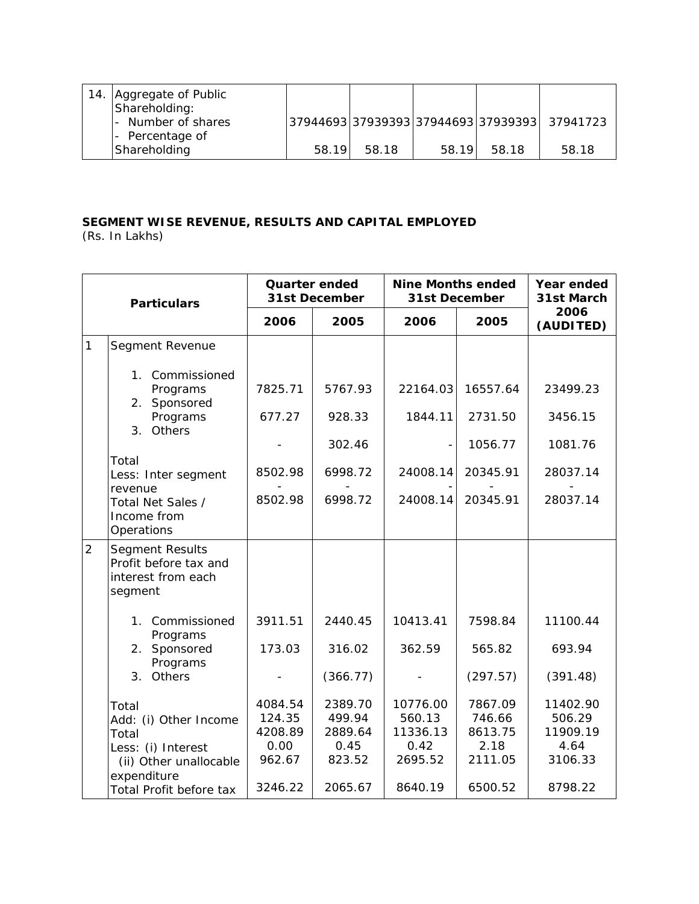| 14. | Aggregate of Public Shareholding: - Number of shares - Percentage of Shareholding | 37944693 58.19 | 37939393 58.18 | 37944693 58.19 | 37939393 58.18 | 37941723 58.18 |
|---|---|---|---|---|---|---|

**SEGMENT WISE REVENUE, RESULTS AND CAPITAL EMPLOYED**
(Rs. In Lakhs)

| | Particulars | Quarter ended 31st December | | Nine Months ended 31st December | | Year ended 31st March |
|---|---|---|---|---|---|---|
| | | 2006 | 2005 | 2006 | 2005 | 2006 (AUDITED) |
| 1 | Segment Revenue | | | | | |
| | 1. Commissioned Programs | 7825.71 | 5767.93 | 22164.03 | 16557.64 | 23499.23 |
| | 2. Sponsored Programs | 677.27 | 928.33 | 1844.11 | 2731.50 | 3456.15 |
| | 3. Others | - | 302.46 | - | 1056.77 | 1081.76 |
| | Total | 8502.98 | 6998.72 | 24008.14 | 20345.91 | 28037.14 |
| | Less: Inter segment revenue | - | - | - | - | - |
| | Total Net Sales / Income from Operations | 8502.98 | 6998.72 | 24008.14 | 20345.91 | 28037.14 |
| 2 | Segment Results Profit before tax and interest from each segment | | | | | |
| | 1. Commissioned Programs | 3911.51 | 2440.45 | 10413.41 | 7598.84 | 11100.44 |
| | 2. Sponsored Programs | 173.03 | 316.02 | 362.59 | 565.82 | 693.94 |
| | 3. Others | - | (366.77) | - | (297.57) | (391.48) |
| | Total | 4084.54 | 2389.70 | 10776.00 | 7867.09 | 11402.90 |
| | Add: (i) Other Income | 124.35 | 499.94 | 560.13 | 746.66 | 506.29 |
| | Total | 4208.89 | 2889.64 | 11336.13 | 8613.75 | 11909.19 |
| | Less: (i) Interest | 0.00 | 0.45 | 0.42 | 2.18 | 4.64 |
| | (ii) Other unallocable expenditure | 962.67 | 823.52 | 2695.52 | 2111.05 | 3106.33 |
| | Total Profit before tax | 3246.22 | 2065.67 | 8640.19 | 6500.52 | 8798.22 |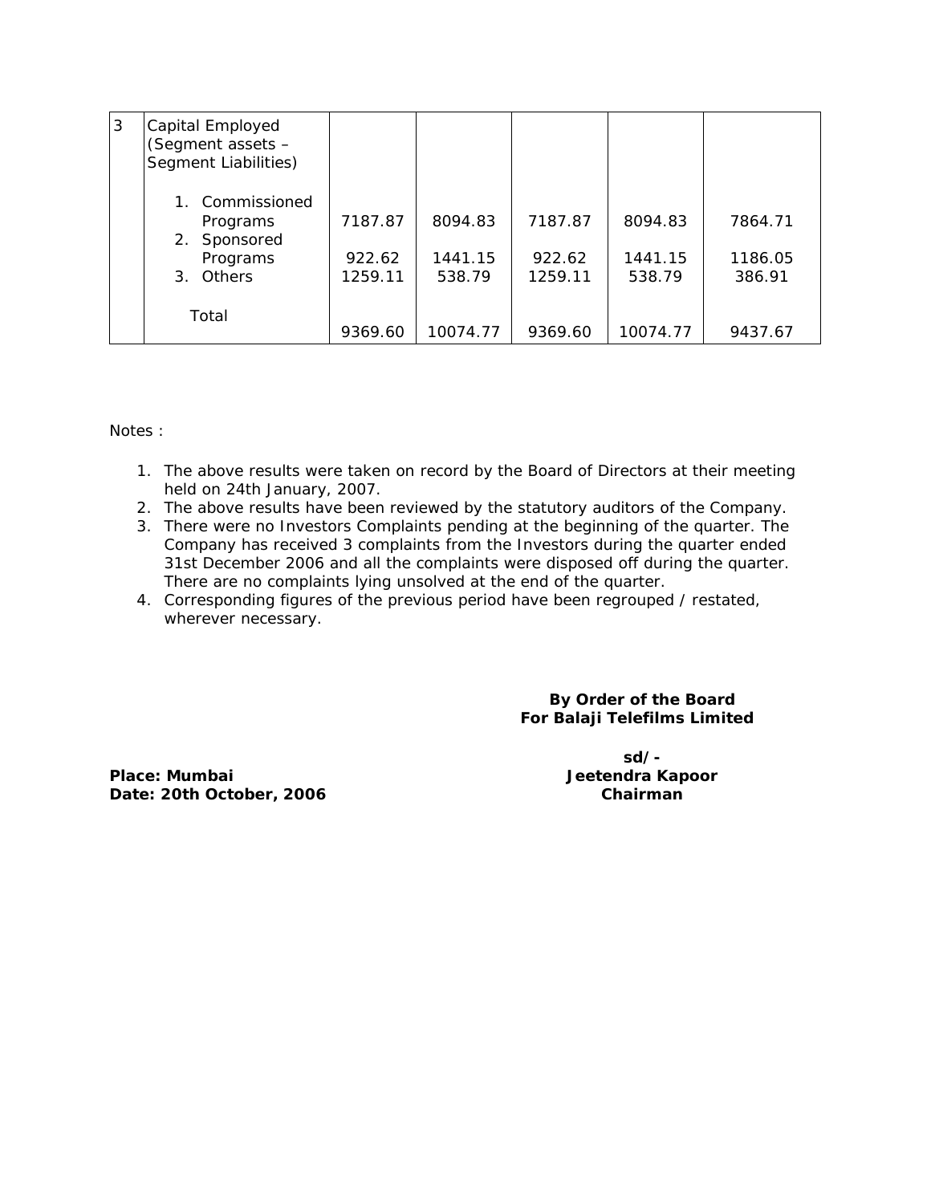| | | | | | | |
|---|---|---|---|---|---|---|
| 3 | Capital Employed (Segment assets – Segment Liabilities) | | | | | |
| | 1. Commissioned Programs | 7187.87 | 8094.83 | 7187.87 | 8094.83 | 7864.71 |
| | 2. Sponsored Programs | 922.62 | 1441.15 | 922.62 | 1441.15 | 1186.05 |
| | 3. Others | 1259.11 | 538.79 | 1259.11 | 538.79 | 386.91 |
| | Total | 9369.60 | 10074.77 | 9369.60 | 10074.77 | 9437.67 |

Notes :

1. The above results were taken on record by the Board of Directors at their meeting held on 24th January, 2007.
2. The above results have been reviewed by the statutory auditors of the Company.
3. There were no Investors Complaints pending at the beginning of the quarter. The Company has received 3 complaints from the Investors during the quarter ended 31st December 2006 and all the complaints were disposed off during the quarter. There are no complaints lying unsolved at the end of the quarter.
4. Corresponding figures of the previous period have been regrouped / restated, wherever necessary.

**By Order of the Board**
**For Balaji Telefilms Limited**

**sd/-**
**Jeetendra Kapoor**
**Chairman**

**Place: Mumbai**
**Date: 20th October, 2006**